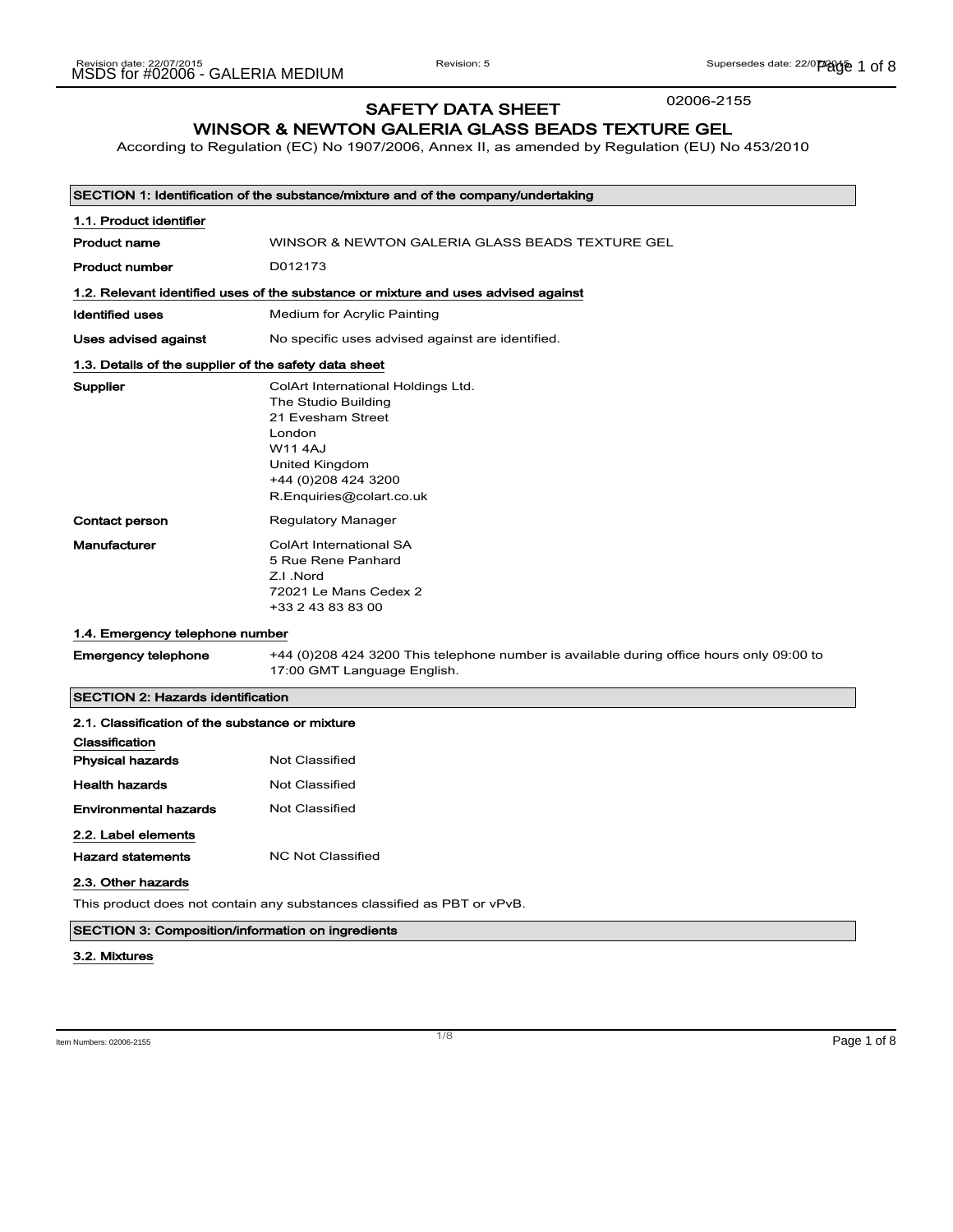02006-2155

# SAFETY DATA SHEET

## WINSOR & NEWTON GALERIA GLASS BEADS TEXTURE GEL

According to Regulation (EC) No 1907/2006, Annex II, as amended by Regulation (EU) No 453/2010

### SECTION 1: Identification of the substance/mixture and of the company/undertaking

**1.1. Product identifier**

| | |
|---|---|
| **Product name** | WINSOR & NEWTON GALERIA GLASS BEADS TEXTURE GEL |
| **Product number** | D012173 |

**1.2. Relevant identified uses of the substance or mixture and uses advised against**

| | |
|---|---|
| **Identified uses** | Medium for Acrylic Painting |
| **Uses advised against** | No specific uses advised against are identified. |

**1.3. Details of the supplier of the safety data sheet**

| | |
|---|---|
| **Supplier** | ColArt International Holdings Ltd.<br>The Studio Building<br>21 Evesham Street<br>London<br>W11 4AJ<br>United Kingdom<br>+44 (0)208 424 3200<br>R.Enquiries@colart.co.uk |
| **Contact person** | Regulatory Manager |
| **Manufacturer** | ColArt International SA<br>5 Rue Rene Panhard<br>Z.I .Nord<br>72021 Le Mans Cedex 2<br>+33 2 43 83 83 00 |

**1.4. Emergency telephone number**

| | |
|---|---|
| **Emergency telephone** | +44 (0)208 424 3200 This telephone number is available during office hours only 09:00 to 17:00 GMT Language English. |

### SECTION 2: Hazards identification

**2.1. Classification of the substance or mixture**

**Classification**

| | |
|---|---|
| **Physical hazards** | Not Classified |
| **Health hazards** | Not Classified |
| **Environmental hazards** | Not Classified |

**2.2. Label elements**

| | |
|---|---|
| **Hazard statements** | NC Not Classified |

**2.3. Other hazards**

This product does not contain any substances classified as PBT or vPvB.

### SECTION 3: Composition/information on ingredients

**3.2. Mixtures**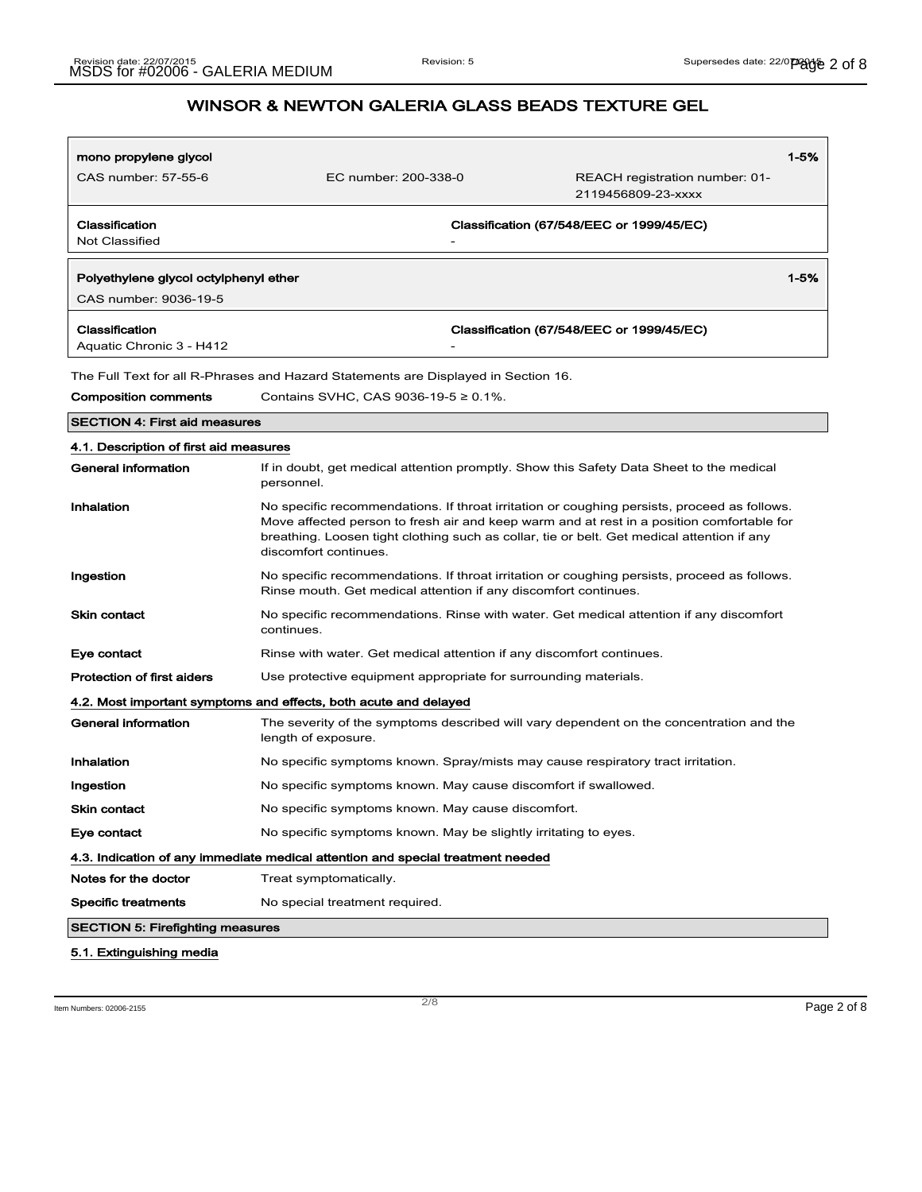## WINSOR & NEWTON GALERIA GLASS BEADS TEXTURE GEL

| **mono propylene glycol** | | **1-5%** |
|---|---|---|
| CAS number: 57-55-6 | EC number: 200-338-0 | REACH registration number: 01-2119456809-23-xxxx |
| **Classification** | **Classification (67/548/EEC or 1999/45/EC)** | |
| Not Classified | - | |

| **Polyethylene glycol octylphenyl ether** | **1-5%** |
|---|---|
| CAS number: 9036-19-5 | |
| **Classification** | **Classification (67/548/EEC or 1999/45/EC)** |
| Aquatic Chronic 3 - H412 | - |

The Full Text for all R-Phrases and Hazard Statements are Displayed in Section 16.

**Composition comments** Contains SVHC, CAS 9036-19-5 ≥ 0.1%.

### SECTION 4: First aid measures

#### 4.1. Description of first aid measures

**General information** If in doubt, get medical attention promptly. Show this Safety Data Sheet to the medical personnel.

**Inhalation** No specific recommendations. If throat irritation or coughing persists, proceed as follows. Move affected person to fresh air and keep warm and at rest in a position comfortable for breathing. Loosen tight clothing such as collar, tie or belt. Get medical attention if any discomfort continues.

**Ingestion** No specific recommendations. If throat irritation or coughing persists, proceed as follows. Rinse mouth. Get medical attention if any discomfort continues.

**Skin contact** No specific recommendations. Rinse with water. Get medical attention if any discomfort continues.

**Eye contact** Rinse with water. Get medical attention if any discomfort continues.

**Protection of first aiders** Use protective equipment appropriate for surrounding materials.

#### 4.2. Most important symptoms and effects, both acute and delayed

**General information** The severity of the symptoms described will vary dependent on the concentration and the length of exposure.

**Inhalation** No specific symptoms known. Spray/mists may cause respiratory tract irritation.

**Ingestion** No specific symptoms known. May cause discomfort if swallowed.

**Skin contact** No specific symptoms known. May cause discomfort.

**Eye contact** No specific symptoms known. May be slightly irritating to eyes.

#### 4.3. Indication of any immediate medical attention and special treatment needed

**Notes for the doctor** Treat symptomatically.

**Specific treatments** No special treatment required.

### SECTION 5: Firefighting measures

#### 5.1. Extinguishing media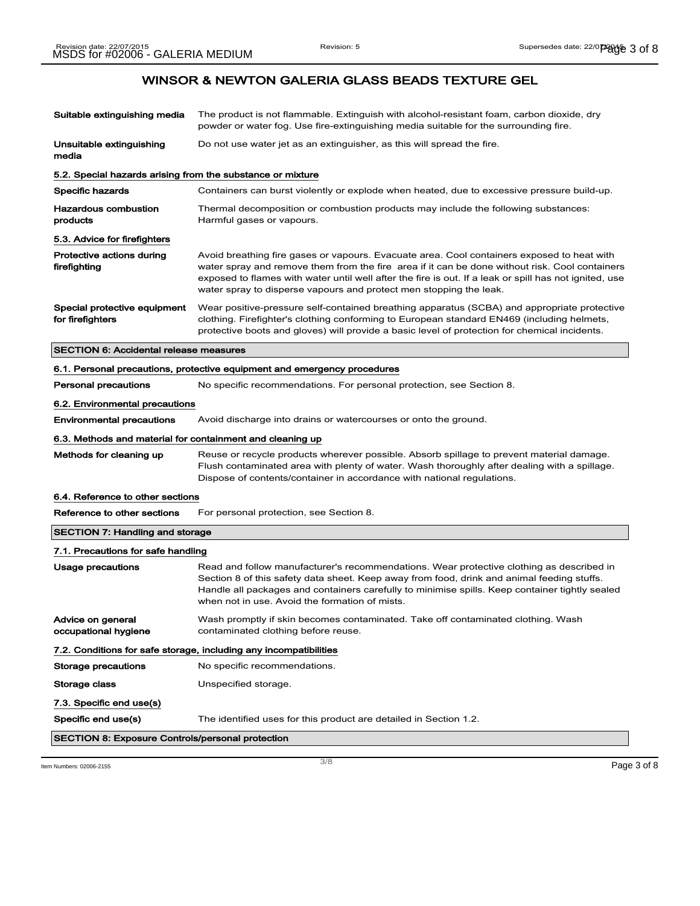# WINSOR & NEWTON GALERIA GLASS BEADS TEXTURE GEL

| | |
|---|---|
| **Suitable extinguishing media** | The product is not flammable. Extinguish with alcohol-resistant foam, carbon dioxide, dry powder or water fog. Use fire-extinguishing media suitable for the surrounding fire. |
| **Unsuitable extinguishing media** | Do not use water jet as an extinguisher, as this will spread the fire. |

### 5.2. Special hazards arising from the substance or mixture

| | |
|---|---|
| **Specific hazards** | Containers can burst violently or explode when heated, due to excessive pressure build-up. |
| **Hazardous combustion products** | Thermal decomposition or combustion products may include the following substances: Harmful gases or vapours. |

### 5.3. Advice for firefighters

| | |
|---|---|
| **Protective actions during firefighting** | Avoid breathing fire gases or vapours. Evacuate area. Cool containers exposed to heat with water spray and remove them from the fire area if it can be done without risk. Cool containers exposed to flames with water until well after the fire is out. If a leak or spill has not ignited, use water spray to disperse vapours and protect men stopping the leak. |
| **Special protective equipment for firefighters** | Wear positive-pressure self-contained breathing apparatus (SCBA) and appropriate protective clothing. Firefighter's clothing conforming to European standard EN469 (including helmets, protective boots and gloves) will provide a basic level of protection for chemical incidents. |

## SECTION 6: Accidental release measures

### 6.1. Personal precautions, protective equipment and emergency procedures

| | |
|---|---|
| **Personal precautions** | No specific recommendations. For personal protection, see Section 8. |

### 6.2. Environmental precautions

| | |
|---|---|
| **Environmental precautions** | Avoid discharge into drains or watercourses or onto the ground. |

### 6.3. Methods and material for containment and cleaning up

| | |
|---|---|
| **Methods for cleaning up** | Reuse or recycle products wherever possible. Absorb spillage to prevent material damage. Flush contaminated area with plenty of water. Wash thoroughly after dealing with a spillage. Dispose of contents/container in accordance with national regulations. |

### 6.4. Reference to other sections

| | |
|---|---|
| **Reference to other sections** | For personal protection, see Section 8. |

## SECTION 7: Handling and storage

### 7.1. Precautions for safe handling

| | |
|---|---|
| **Usage precautions** | Read and follow manufacturer's recommendations. Wear protective clothing as described in Section 8 of this safety data sheet. Keep away from food, drink and animal feeding stuffs. Handle all packages and containers carefully to minimise spills. Keep container tightly sealed when not in use. Avoid the formation of mists. |
| **Advice on general occupational hygiene** | Wash promptly if skin becomes contaminated. Take off contaminated clothing. Wash contaminated clothing before reuse. |

### 7.2. Conditions for safe storage, including any incompatibilities

| | |
|---|---|
| **Storage precautions** | No specific recommendations. |
| **Storage class** | Unspecified storage. |

### 7.3. Specific end use(s)

| | |
|---|---|
| **Specific end use(s)** | The identified uses for this product are detailed in Section 1.2. |

## SECTION 8: Exposure Controls/personal protection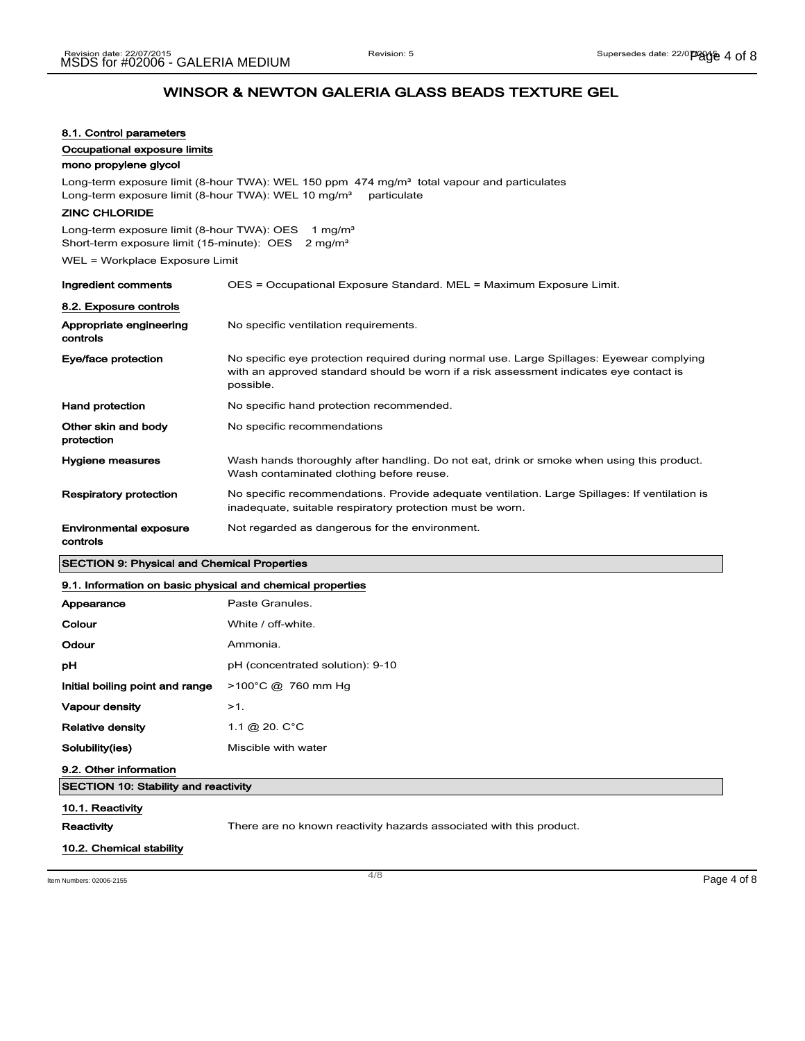## WINSOR & NEWTON GALERIA GLASS BEADS TEXTURE GEL

### 8.1. Control parameters

#### Occupational exposure limits

**mono propylene glycol**

Long-term exposure limit (8-hour TWA): WEL 150 ppm 474 mg/m³ total vapour and particulates
Long-term exposure limit (8-hour TWA): WEL 10 mg/m³ particulate

**ZINC CHLORIDE**

Long-term exposure limit (8-hour TWA): OES 1 mg/m³
Short-term exposure limit (15-minute): OES 2 mg/m³

WEL = Workplace Exposure Limit

| | |
|---|---|
| **Ingredient comments** | OES = Occupational Exposure Standard. MEL = Maximum Exposure Limit. |

### 8.2. Exposure controls

| | |
|---|---|
| **Appropriate engineering controls** | No specific ventilation requirements. |
| **Eye/face protection** | No specific eye protection required during normal use. Large Spillages: Eyewear complying with an approved standard should be worn if a risk assessment indicates eye contact is possible. |
| **Hand protection** | No specific hand protection recommended. |
| **Other skin and body protection** | No specific recommendations |
| **Hygiene measures** | Wash hands thoroughly after handling. Do not eat, drink or smoke when using this product. Wash contaminated clothing before reuse. |
| **Respiratory protection** | No specific recommendations. Provide adequate ventilation. Large Spillages: If ventilation is inadequate, suitable respiratory protection must be worn. |
| **Environmental exposure controls** | Not regarded as dangerous for the environment. |

## SECTION 9: Physical and Chemical Properties

### 9.1. Information on basic physical and chemical properties

| | |
|---|---|
| **Appearance** | Paste Granules. |
| **Colour** | White / off-white. |
| **Odour** | Ammonia. |
| **pH** | pH (concentrated solution): 9-10 |
| **Initial boiling point and range** | >100°C @ 760 mm Hg |
| **Vapour density** | >1. |
| **Relative density** | 1.1 @ 20. C°C |
| **Solubility(ies)** | Miscible with water |

### 9.2. Other information

## SECTION 10: Stability and reactivity

### 10.1. Reactivity

| | |
|---|---|
| **Reactivity** | There are no known reactivity hazards associated with this product. |

### 10.2. Chemical stability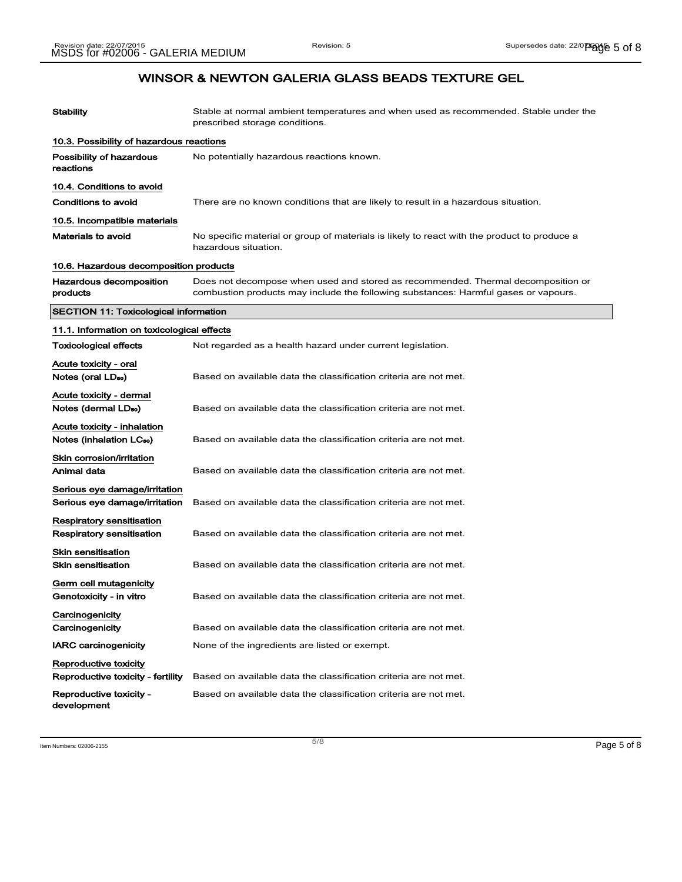## WINSOR & NEWTON GALERIA GLASS BEADS TEXTURE GEL

| | |
|---|---|
| **Stability** | Stable at normal ambient temperatures and when used as recommended. Stable under the prescribed storage conditions. |

### 10.3. Possibility of hazardous reactions

| | |
|---|---|
| **Possibility of hazardous reactions** | No potentially hazardous reactions known. |

### 10.4. Conditions to avoid

| | |
|---|---|
| **Conditions to avoid** | There are no known conditions that are likely to result in a hazardous situation. |

### 10.5. Incompatible materials

| | |
|---|---|
| **Materials to avoid** | No specific material or group of materials is likely to react with the product to produce a hazardous situation. |

### 10.6. Hazardous decomposition products

| | |
|---|---|
| **Hazardous decomposition products** | Does not decompose when used and stored as recommended. Thermal decomposition or combustion products may include the following substances: Harmful gases or vapours. |

## SECTION 11: Toxicological information

### 11.1. Information on toxicological effects

| | |
|---|---|
| **Toxicological effects** | Not regarded as a health hazard under current legislation. |

**Acute toxicity - oral**

| | |
|---|---|
| **Notes (oral $LD_{50}$)** | Based on available data the classification criteria are not met. |

**Acute toxicity - dermal**

| | |
|---|---|
| **Notes (dermal $LD_{50}$)** | Based on available data the classification criteria are not met. |

**Acute toxicity - inhalation**

| | |
|---|---|
| **Notes (inhalation $LC_{50}$)** | Based on available data the classification criteria are not met. |

**Skin corrosion/irritation**

| | |
|---|---|
| **Animal data** | Based on available data the classification criteria are not met. |

**Serious eye damage/irritation**

| | |
|---|---|
| **Serious eye damage/irritation** | Based on available data the classification criteria are not met. |

**Respiratory sensitisation**

| | |
|---|---|
| **Respiratory sensitisation** | Based on available data the classification criteria are not met. |

**Skin sensitisation**

| | |
|---|---|
| **Skin sensitisation** | Based on available data the classification criteria are not met. |

**Germ cell mutagenicity**

| | |
|---|---|
| **Genotoxicity - in vitro** | Based on available data the classification criteria are not met. |

**Carcinogenicity**

| | |
|---|---|
| **Carcinogenicity** | Based on available data the classification criteria are not met. |
| **IARC carcinogenicity** | None of the ingredients are listed or exempt. |

**Reproductive toxicity**

| | |
|---|---|
| **Reproductive toxicity - fertility** | Based on available data the classification criteria are not met. |
| **Reproductive toxicity - development** | Based on available data the classification criteria are not met. |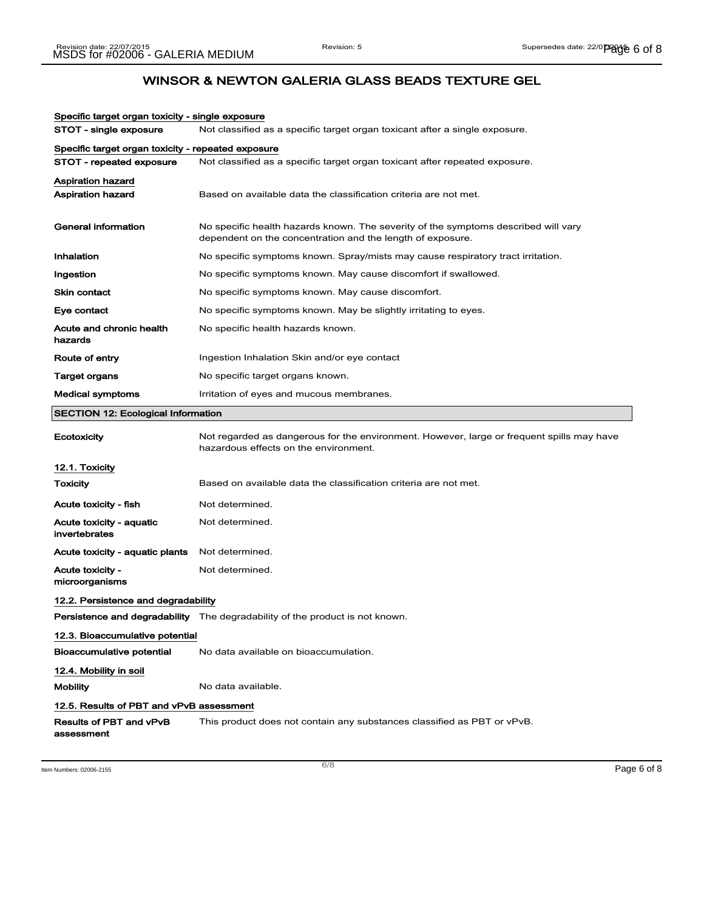## WINSOR & NEWTON GALERIA GLASS BEADS TEXTURE GEL

**Specific target organ toxicity - single exposure**

| | |
|---|---|
| **STOT - single exposure** | Not classified as a specific target organ toxicant after a single exposure. |

**Specific target organ toxicity - repeated exposure**

| | |
|---|---|
| **STOT - repeated exposure** | Not classified as a specific target organ toxicant after repeated exposure. |

**Aspiration hazard**

| | |
|---|---|
| **Aspiration hazard** | Based on available data the classification criteria are not met. |
| **General information** | No specific health hazards known. The severity of the symptoms described will vary dependent on the concentration and the length of exposure. |
| **Inhalation** | No specific symptoms known. Spray/mists may cause respiratory tract irritation. |
| **Ingestion** | No specific symptoms known. May cause discomfort if swallowed. |
| **Skin contact** | No specific symptoms known. May cause discomfort. |
| **Eye contact** | No specific symptoms known. May be slightly irritating to eyes. |
| **Acute and chronic health hazards** | No specific health hazards known. |
| **Route of entry** | Ingestion Inhalation Skin and/or eye contact |
| **Target organs** | No specific target organs known. |
| **Medical symptoms** | Irritation of eyes and mucous membranes. |

## SECTION 12: Ecological Information

| | |
|---|---|
| **Ecotoxicity** | Not regarded as dangerous for the environment. However, large or frequent spills may have hazardous effects on the environment. |

**12.1. Toxicity**

| | |
|---|---|
| **Toxicity** | Based on available data the classification criteria are not met. |
| **Acute toxicity - fish** | Not determined. |
| **Acute toxicity - aquatic invertebrates** | Not determined. |
| **Acute toxicity - aquatic plants** | Not determined. |
| **Acute toxicity - microorganisms** | Not determined. |

**12.2. Persistence and degradability**

| | |
|---|---|
| **Persistence and degradability** | The degradability of the product is not known. |

**12.3. Bioaccumulative potential**

| | |
|---|---|
| **Bioaccumulative potential** | No data available on bioaccumulation. |

**12.4. Mobility in soil**

| | |
|---|---|
| **Mobility** | No data available. |

**12.5. Results of PBT and vPvB assessment**

| | |
|---|---|
| **Results of PBT and vPvB assessment** | This product does not contain any substances classified as PBT or vPvB. |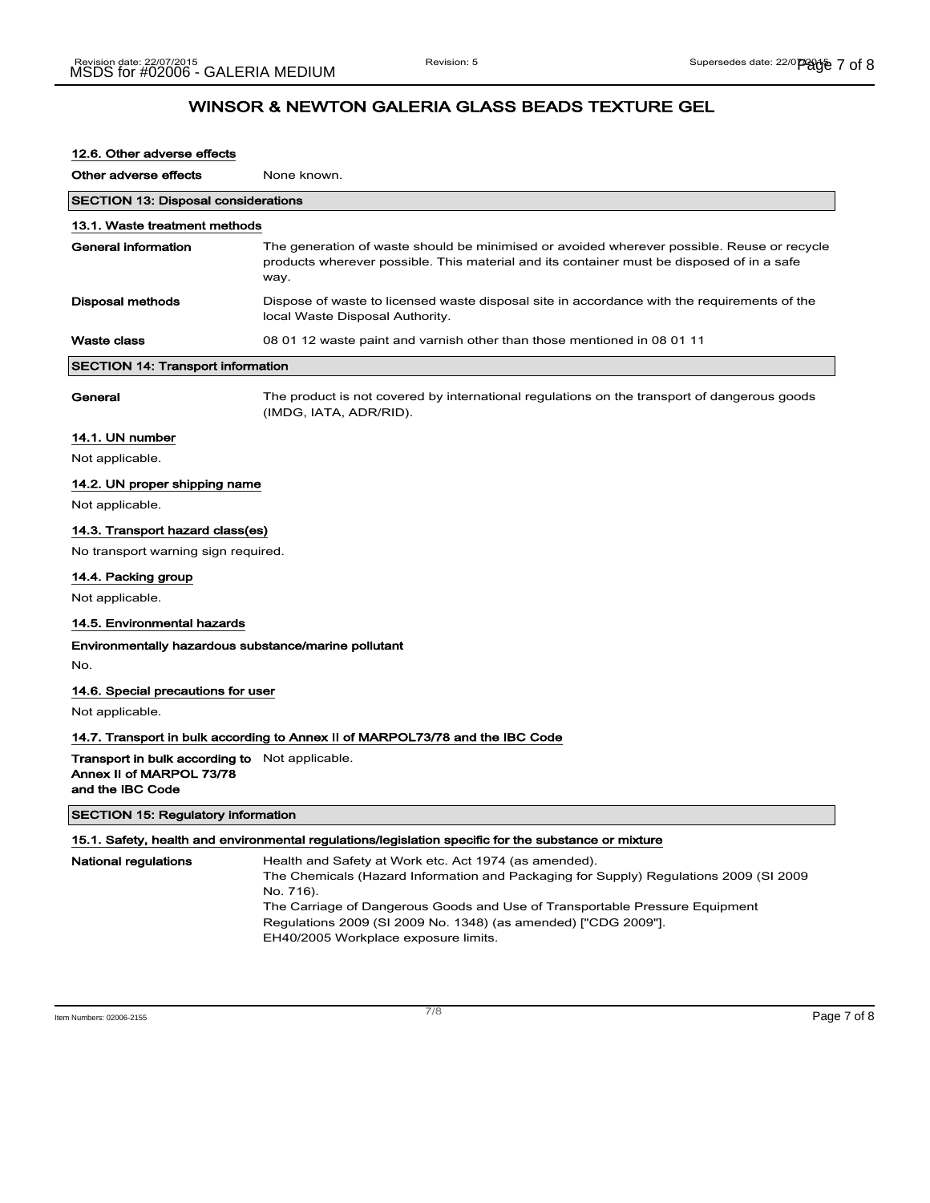# WINSOR & NEWTON GALERIA GLASS BEADS TEXTURE GEL

### 12.6. Other adverse effects

**Other adverse effects** None known.

## SECTION 13: Disposal considerations

### 13.1. Waste treatment methods

**General information** The generation of waste should be minimised or avoided wherever possible. Reuse or recycle products wherever possible. This material and its container must be disposed of in a safe way.

**Disposal methods** Dispose of waste to licensed waste disposal site in accordance with the requirements of the local Waste Disposal Authority.

**Waste class** 08 01 12 waste paint and varnish other than those mentioned in 08 01 11

## SECTION 14: Transport information

**General** The product is not covered by international regulations on the transport of dangerous goods (IMDG, IATA, ADR/RID).

### 14.1. UN number

Not applicable.

### 14.2. UN proper shipping name

Not applicable.

### 14.3. Transport hazard class(es)

No transport warning sign required.

### 14.4. Packing group

Not applicable.

### 14.5. Environmental hazards

**Environmentally hazardous substance/marine pollutant**

No.

### 14.6. Special precautions for user

Not applicable.

### 14.7. Transport in bulk according to Annex II of MARPOL73/78 and the IBC Code

**Transport in bulk according to Annex II of MARPOL 73/78 and the IBC Code** Not applicable.

## SECTION 15: Regulatory information

### 15.1. Safety, health and environmental regulations/legislation specific for the substance or mixture

**National regulations**

Health and Safety at Work etc. Act 1974 (as amended).
The Chemicals (Hazard Information and Packaging for Supply) Regulations 2009 (SI 2009 No. 716).
The Carriage of Dangerous Goods and Use of Transportable Pressure Equipment Regulations 2009 (SI 2009 No. 1348) (as amended) ["CDG 2009"].
EH40/2005 Workplace exposure limits.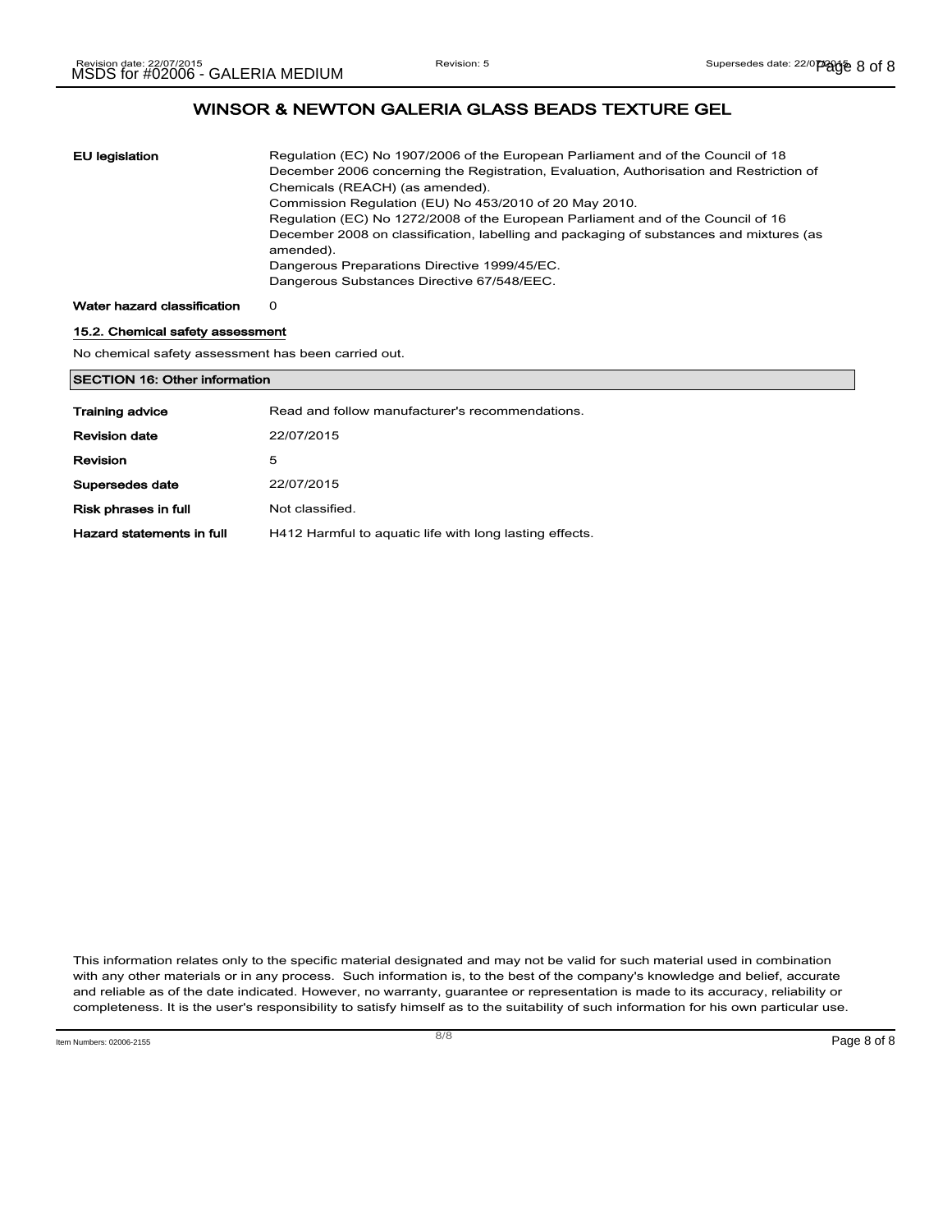## WINSOR & NEWTON GALERIA GLASS BEADS TEXTURE GEL

| | |
|---|---|
| **EU legislation** | Regulation (EC) No 1907/2006 of the European Parliament and of the Council of 18 December 2006 concerning the Registration, Evaluation, Authorisation and Restriction of Chemicals (REACH) (as amended).<br>Commission Regulation (EU) No 453/2010 of 20 May 2010.<br>Regulation (EC) No 1272/2008 of the European Parliament and of the Council of 16 December 2008 on classification, labelling and packaging of substances and mixtures (as amended).<br>Dangerous Preparations Directive 1999/45/EC.<br>Dangerous Substances Directive 67/548/EEC. |
| **Water hazard classification** | 0 |

### 15.2. Chemical safety assessment

No chemical safety assessment has been carried out.

## SECTION 16: Other information

| | |
|---|---|
| **Training advice** | Read and follow manufacturer's recommendations. |
| **Revision date** | 22/07/2015 |
| **Revision** | 5 |
| **Supersedes date** | 22/07/2015 |
| **Risk phrases in full** | Not classified. |
| **Hazard statements in full** | H412 Harmful to aquatic life with long lasting effects. |

This information relates only to the specific material designated and may not be valid for such material used in combination with any other materials or in any process. Such information is, to the best of the company's knowledge and belief, accurate and reliable as of the date indicated. However, no warranty, guarantee or representation is made to its accuracy, reliability or completeness. It is the user's responsibility to satisfy himself as to the suitability of such information for his own particular use.